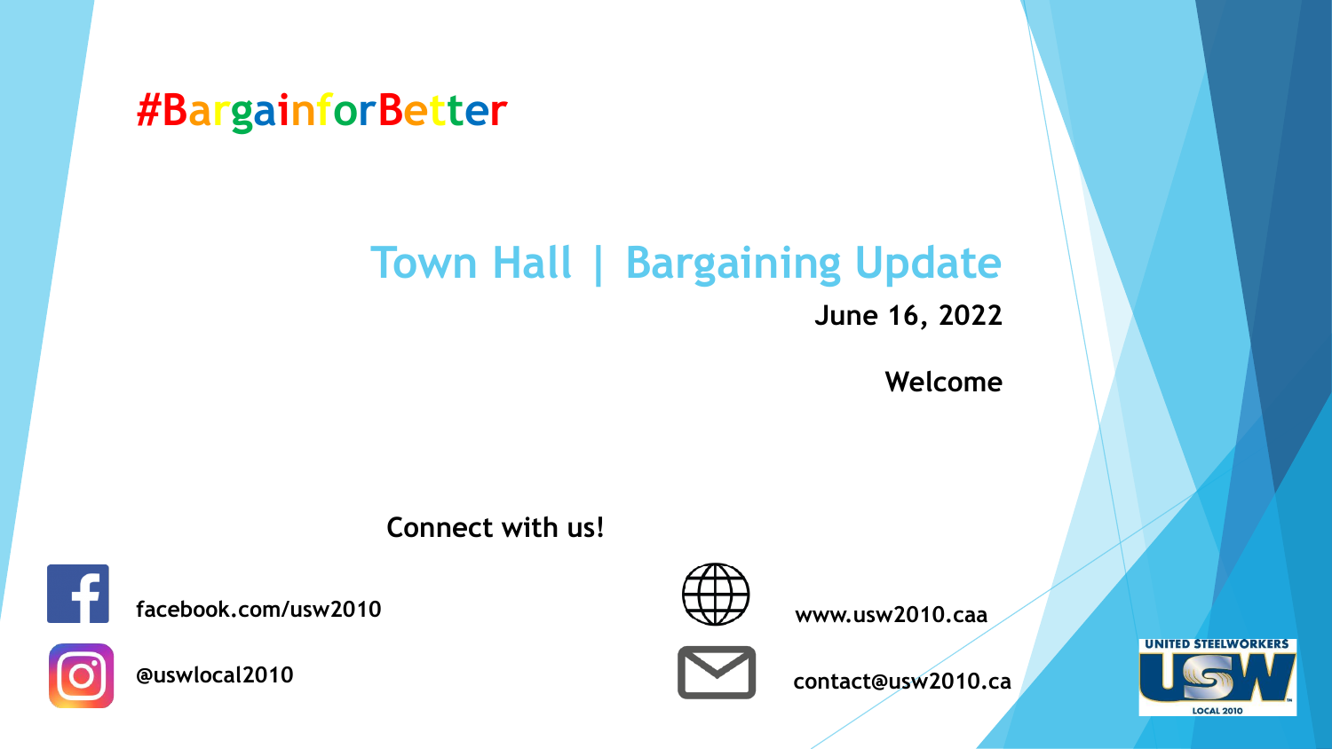#BargainforBetter

# Town Hall | Bargaining Update

**June 16, 2022**

**Welcome**

**Connect with us!**

**facebook.com/usw2010**

**@uswlocal2010**

**www.usw2010.caa**

**contact@usw2010.ca**

UNITED STEELWORKERS USW LOCAL 2010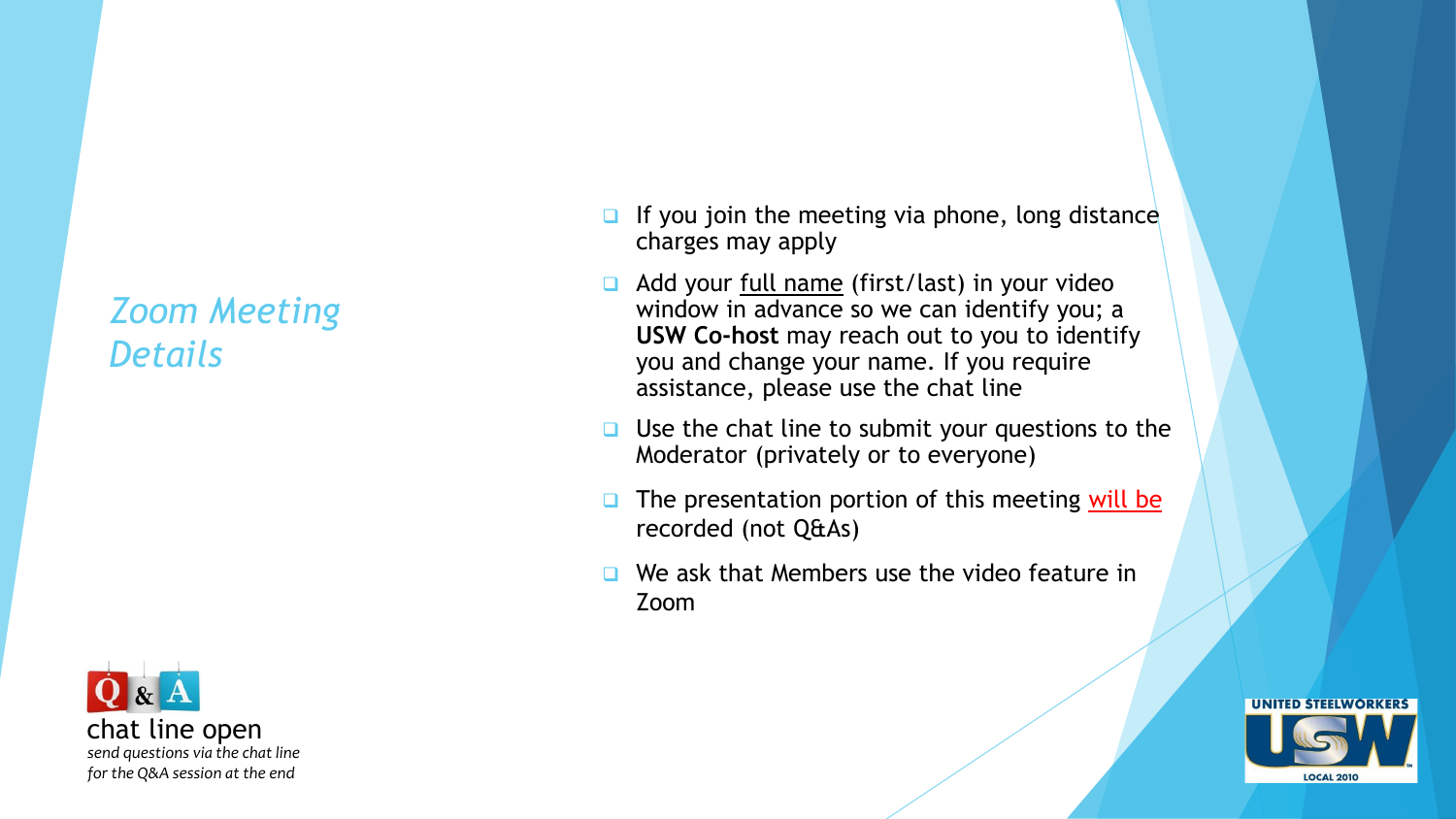## *Zoom Meeting Details*

- If you join the meeting via phone, long distance charges may apply
- Add your full name (first/last) in your video window in advance so we can identify you; a **USW Co-host** may reach out to you to identify you and change your name. If you require assistance, please use the chat line
- Use the chat line to submit your questions to the Moderator (privately or to everyone)
- The presentation portion of this meeting will be recorded (not Q&As)
- We ask that Members use the video feature in Zoom

Q & A

chat line open

*send questions via the chat line for the Q&A session at the end*

UNITED STEELWORKERS USW LOCAL 2010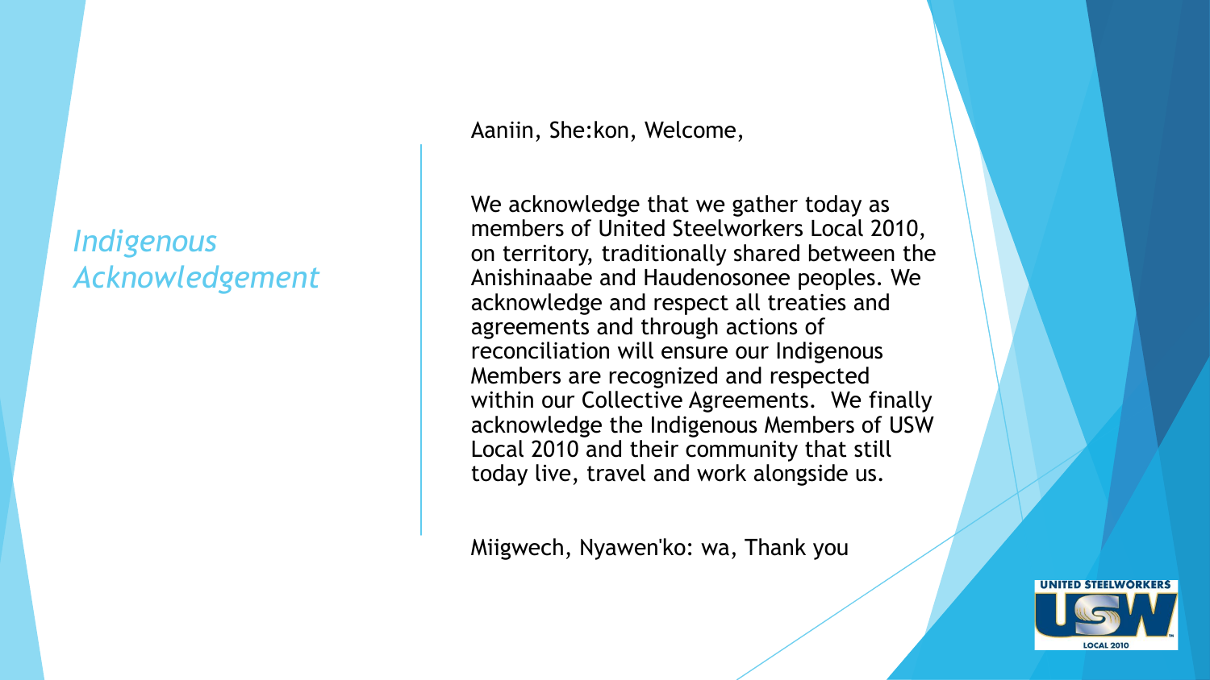# *Indigenous Acknowledgement*

Aaniin, She:kon, Welcome,

We acknowledge that we gather today as members of United Steelworkers Local 2010, on territory, traditionally shared between the Anishinaabe and Haudenosonee peoples. We acknowledge and respect all treaties and agreements and through actions of reconciliation will ensure our Indigenous Members are recognized and respected within our Collective Agreements. We finally acknowledge the Indigenous Members of USW Local 2010 and their community that still today live, travel and work alongside us.

Miigwech, Nyawen'ko: wa, Thank you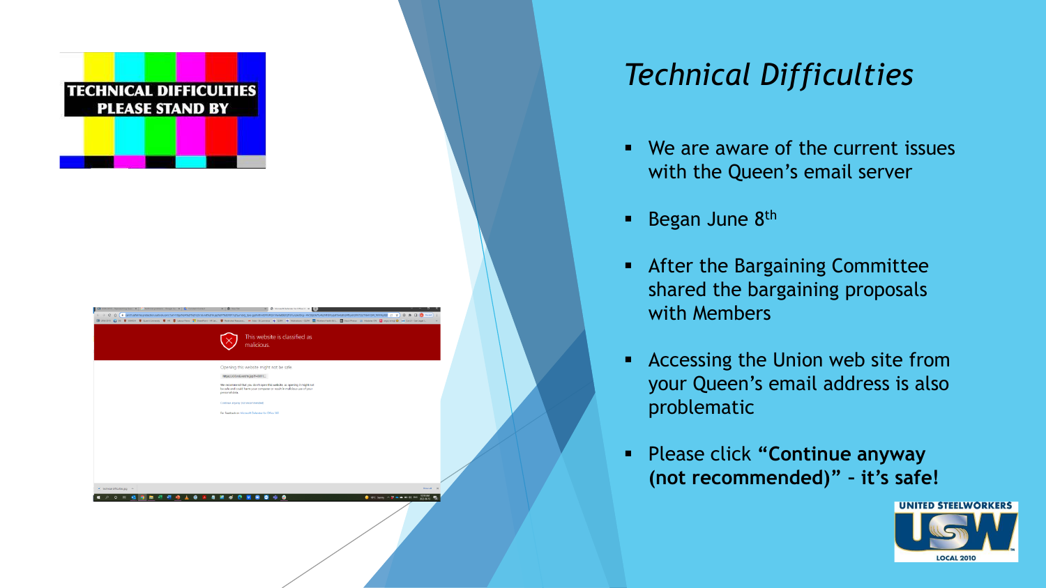# *Technical Difficulties*

- We are aware of the current issues with the Queen's email server
- Began June 8th
- After the Bargaining Committee shared the bargaining proposals with Members
- Accessing the Union web site from your Queen's email address is also problematic
- Please click **"Continue anyway (not recommended)" – it's safe!**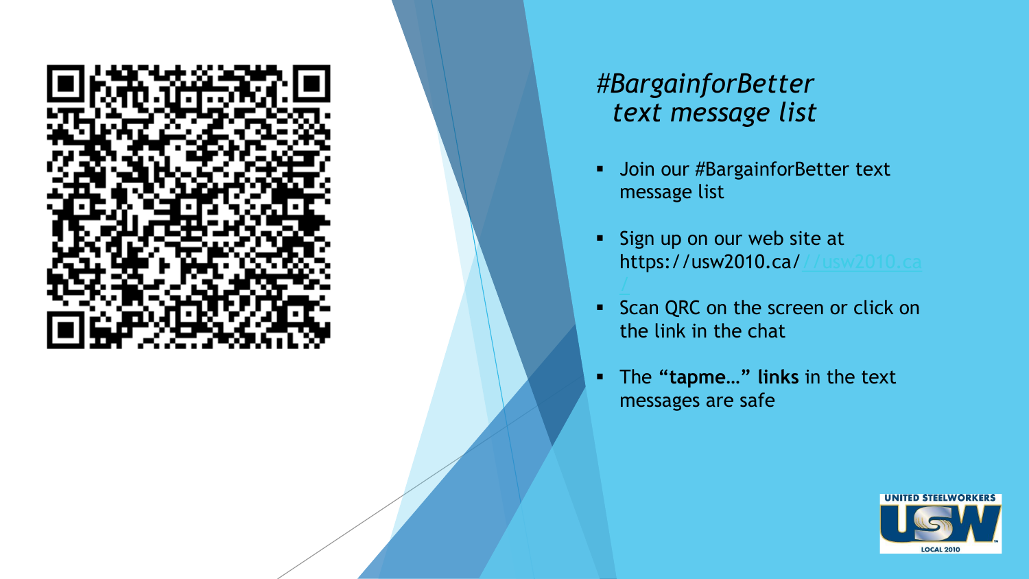# *#BargainforBetter text message list*

- Join our #BargainforBetter text message list
- Sign up on our web site at https://usw2010.ca///usw2010.ca/
- Scan QRC on the screen or click on the link in the chat
- The **"tapme…" links** in the text messages are safe

UNITED STEELWORKERS USW LOCAL 2010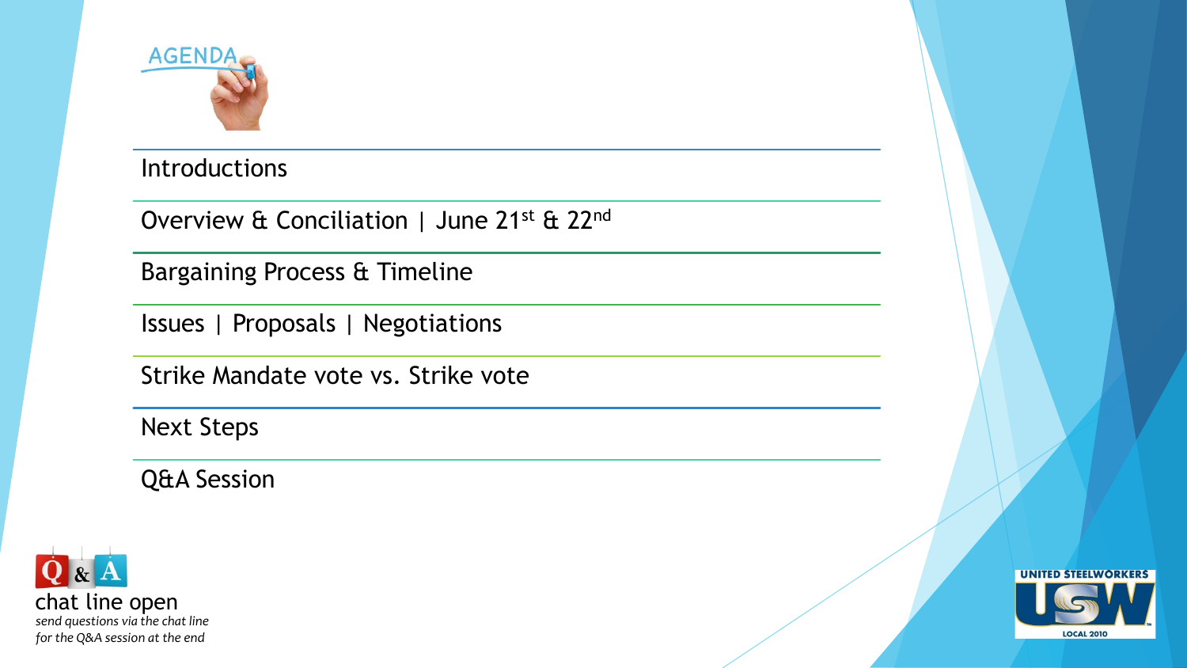# AGENDA

- Introductions
- Overview & Conciliation | June 21st & 22nd
- Bargaining Process & Timeline
- Issues | Proposals | Negotiations
- Strike Mandate vote vs. Strike vote
- Next Steps
- Q&A Session

Q & A
chat line open
*send questions via the chat line for the Q&A session at the end*

UNITED STEELWORKERS
USW
LOCAL 2010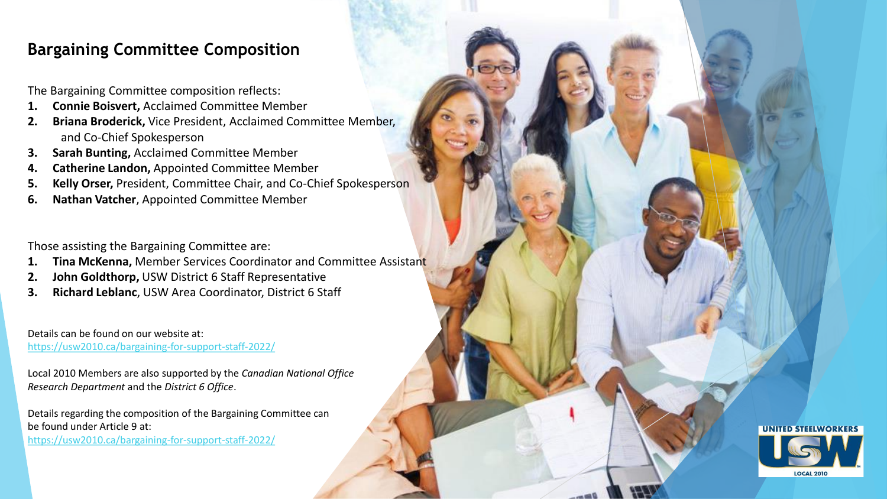## Bargaining Committee Composition

The Bargaining Committee composition reflects:

1. **Connie Boisvert,** Acclaimed Committee Member
2. **Briana Broderick,** Vice President, Acclaimed Committee Member, and Co-Chief Spokesperson
3. **Sarah Bunting,** Acclaimed Committee Member
4. **Catherine Landon,** Appointed Committee Member
5. **Kelly Orser,** President, Committee Chair, and Co-Chief Spokesperson
6. **Nathan Vatcher**, Appointed Committee Member

Those assisting the Bargaining Committee are:

1. **Tina McKenna,** Member Services Coordinator and Committee Assistant
2. **John Goldthorp,** USW District 6 Staff Representative
3. **Richard Leblanc**, USW Area Coordinator, District 6 Staff

Details can be found on our website at:
https://usw2010.ca/bargaining-for-support-staff-2022/

Local 2010 Members are also supported by the *Canadian National Office Research Department* and the *District 6 Office*.

Details regarding the composition of the Bargaining Committee can be found under Article 9 at:
https://usw2010.ca/bargaining-for-support-staff-2022/

UNITED STEELWORKERS USW LOCAL 2010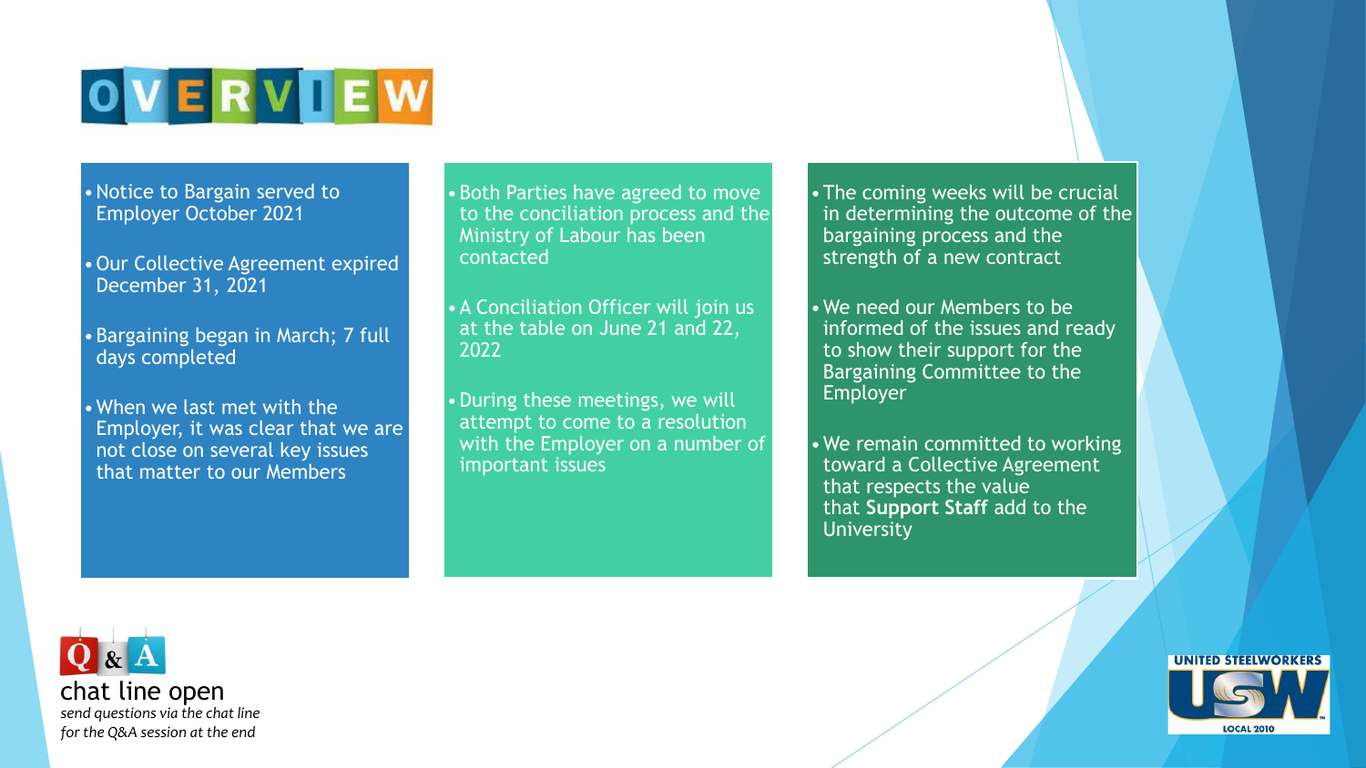# OVERVIEW

- Notice to Bargain served to Employer October 2021
- Our Collective Agreement expired December 31, 2021
- Bargaining began in March; 7 full days completed
- When we last met with the Employer, it was clear that we are not close on several key issues that matter to our Members

- Both Parties have agreed to move to the conciliation process and the Ministry of Labour has been contacted
- A Conciliation Officer will join us at the table on June 21 and 22, 2022
- During these meetings, we will attempt to come to a resolution with the Employer on a number of important issues

- The coming weeks will be crucial in determining the outcome of the bargaining process and the strength of a new contract
- We need our Members to be informed of the issues and ready to show their support for the Bargaining Committee to the Employer
- We remain committed to working toward a Collective Agreement that respects the value that **Support Staff** add to the University

Q & A

chat line open

*send questions via the chat line for the Q&A session at the end*

UNITED STEELWORKERS USW LOCAL 2010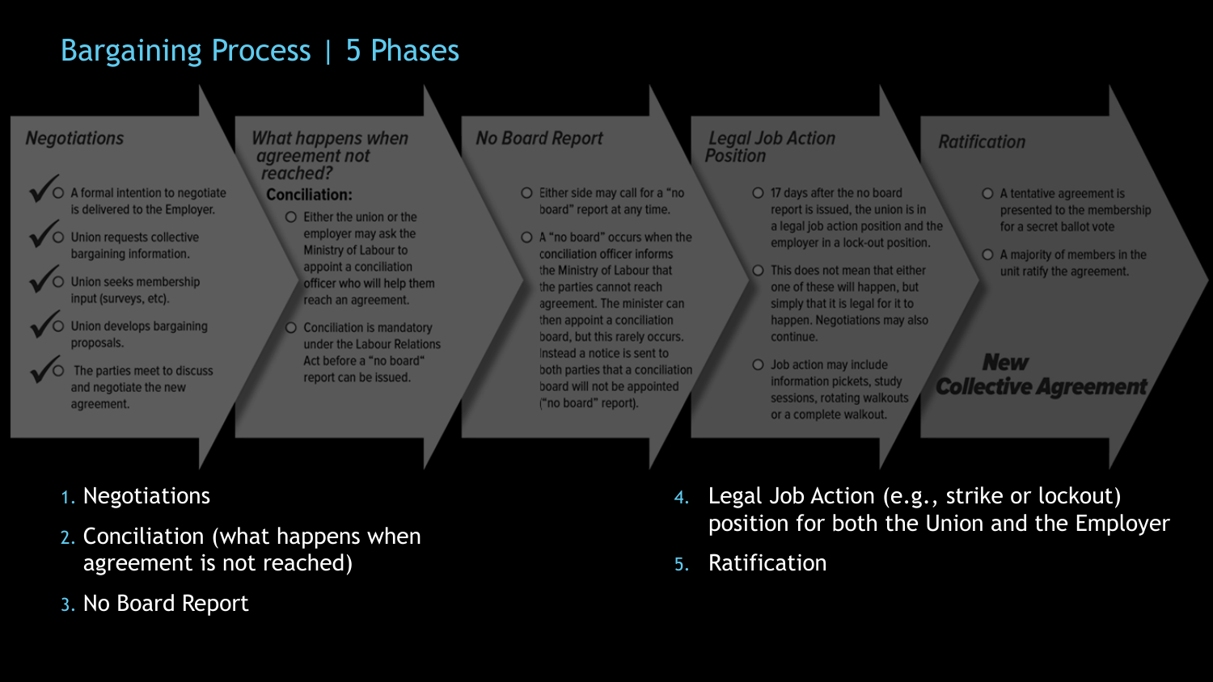# Bargaining Process | 5 Phases

## Negotiations

- ✓ A formal intention to negotiate is delivered to the Employer.
- ✓ Union requests collective bargaining information.
- ✓ Union seeks membership input (surveys, etc).
- ✓ Union develops bargaining proposals.
- ✓ The parties meet to discuss and negotiate the new agreement.

## What happens when agreement not reached?

**Conciliation:**

- Either the union or the employer may ask the Ministry of Labour to appoint a conciliation officer who will help them reach an agreement.
- Conciliation is mandatory under the Labour Relations Act before a "no board" report can be issued.

## No Board Report

- Either side may call for a "no board" report at any time.
- A "no board" occurs when the conciliation officer informs the Ministry of Labour that the parties cannot reach agreement. The minister can then appoint a conciliation board, but this rarely occurs. Instead a notice is sent to both parties that a conciliation board will not be appointed ("no board" report).

## Legal Job Action Position

- 17 days after the no board report is issued, the union is in a legal job action position and the employer in a lock-out position.
- This does not mean that either one of these will happen, but simply that it is legal for it to happen. Negotiations may also continue.
- Job action may include information pickets, study sessions, rotating walkouts or a complete walkout.

## Ratification

- A tentative agreement is presented to the membership for a secret ballot vote
- A majority of members in the unit ratify the agreement.

**New Collective Agreement**

1. Negotiations
2. Conciliation (what happens when agreement is not reached)
3. No Board Report
4. Legal Job Action (e.g., strike or lockout) position for both the Union and the Employer
5. Ratification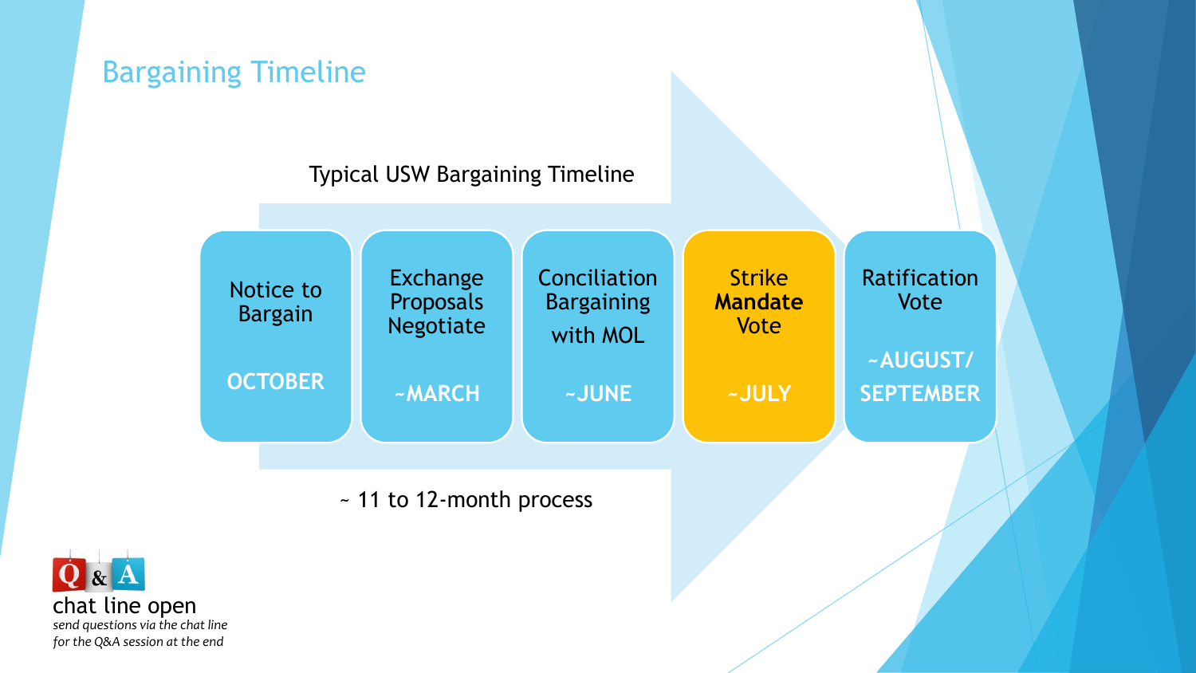# Bargaining Timeline

Typical USW Bargaining Timeline

| Notice to Bargain | Exchange Proposals Negotiate | Conciliation Bargaining with MOL | Strike **Mandate** Vote | Ratification Vote |
| --- | --- | --- | --- | --- |
| **OCTOBER** | **~MARCH** | **~JUNE** | **~JULY** | **~AUGUST/ SEPTEMBER** |

~ 11 to 12-month process

Q & A

chat line open

*send questions via the chat line for the Q&A session at the end*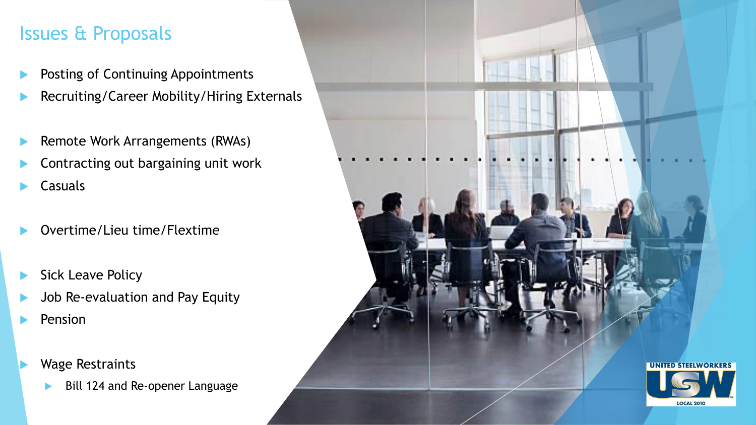## Issues & Proposals

- Posting of Continuing Appointments
- Recruiting/Career Mobility/Hiring Externals

- Remote Work Arrangements (RWAs)
- Contracting out bargaining unit work
- Casuals

- Overtime/Lieu time/Flextime

- Sick Leave Policy
- Job Re-evaluation and Pay Equity
- Pension

- Wage Restraints
  - Bill 124 and Re-opener Language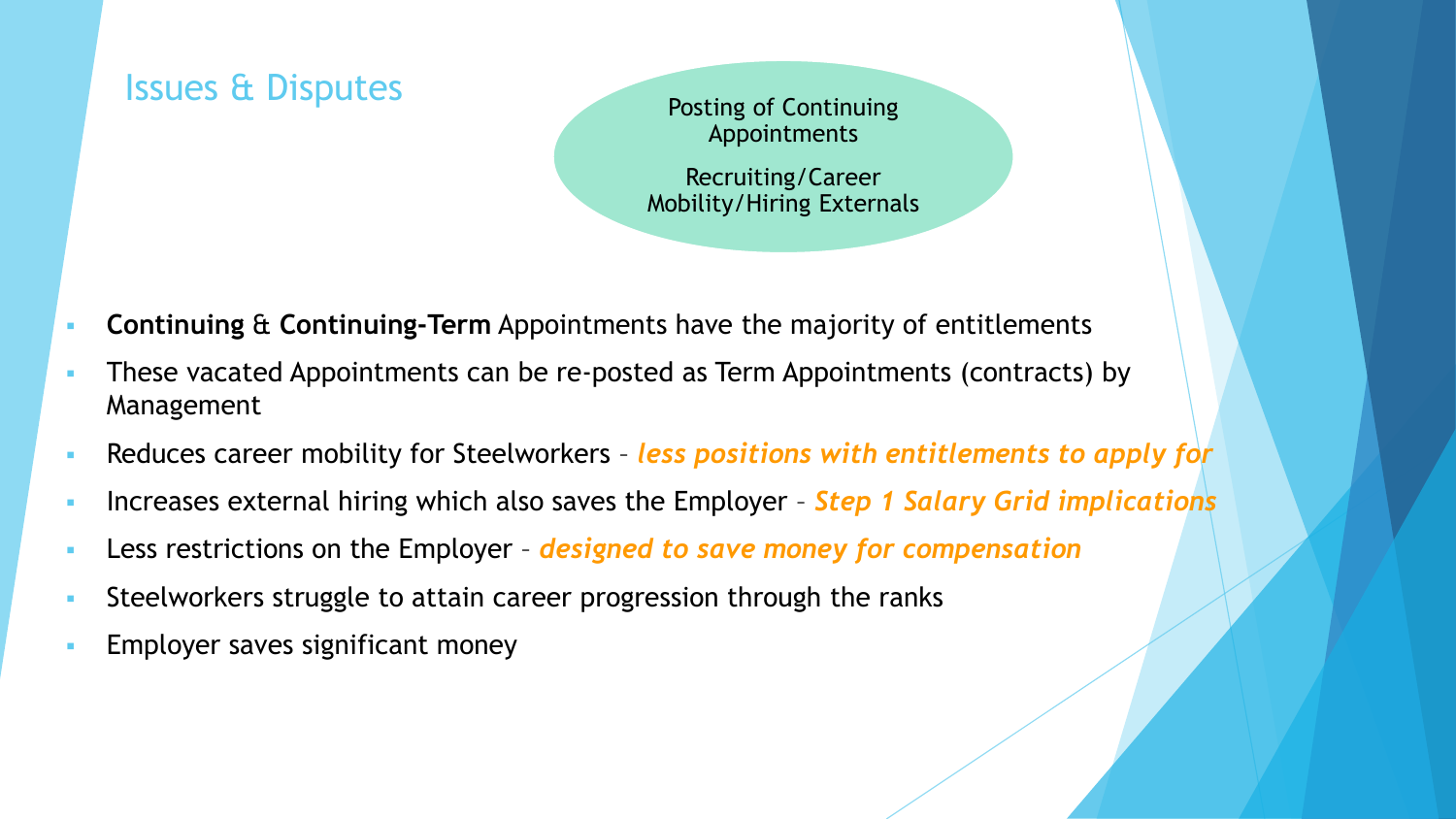## Issues & Disputes

Posting of Continuing Appointments

Recruiting/Career Mobility/Hiring Externals

- **Continuing** & **Continuing-Term** Appointments have the majority of entitlements
- These vacated Appointments can be re-posted as Term Appointments (contracts) by Management
- Reduces career mobility for Steelworkers – ***less positions with entitlements to apply for***
- Increases external hiring which also saves the Employer – ***Step 1 Salary Grid implications***
- Less restrictions on the Employer – ***designed to save money for compensation***
- Steelworkers struggle to attain career progression through the ranks
- Employer saves significant money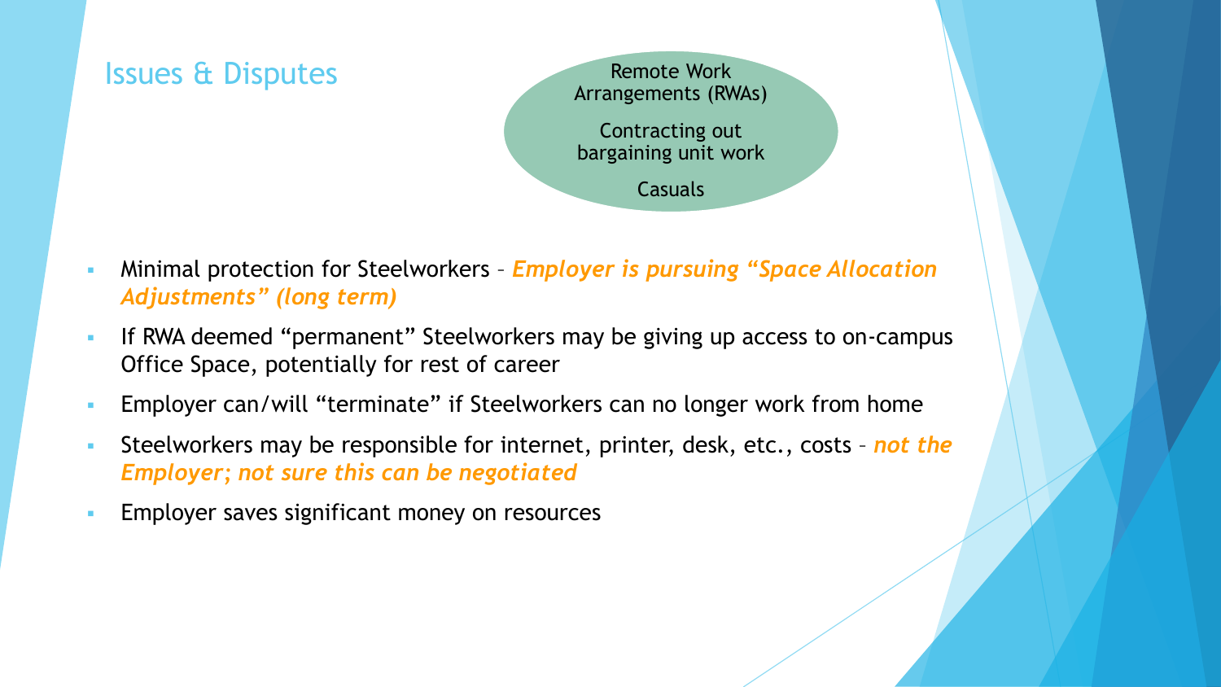## Issues & Disputes

Remote Work Arrangements (RWAs)

Contracting out bargaining unit work

Casuals

- Minimal protection for Steelworkers – ***Employer is pursuing "Space Allocation Adjustments" (long term)***
- If RWA deemed "permanent" Steelworkers may be giving up access to on-campus Office Space, potentially for rest of career
- Employer can/will "terminate" if Steelworkers can no longer work from home
- Steelworkers may be responsible for internet, printer, desk, etc., costs – ***not the Employer; not sure this can be negotiated***
- Employer saves significant money on resources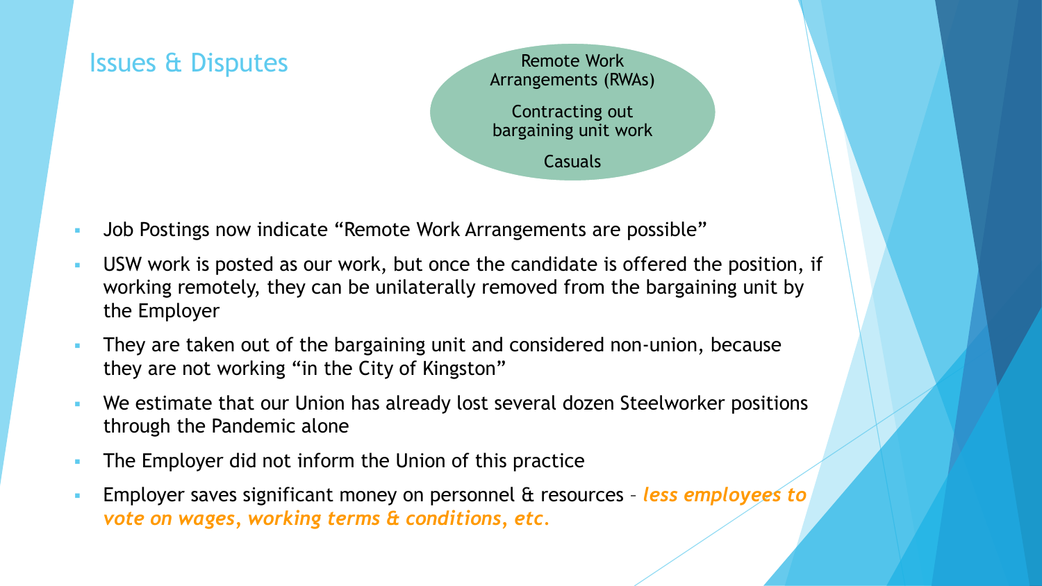## Issues & Disputes

Remote Work Arrangements (RWAs)

Contracting out bargaining unit work

Casuals

- Job Postings now indicate "Remote Work Arrangements are possible"
- USW work is posted as our work, but once the candidate is offered the position, if working remotely, they can be unilaterally removed from the bargaining unit by the Employer
- They are taken out of the bargaining unit and considered non-union, because they are not working "in the City of Kingston"
- We estimate that our Union has already lost several dozen Steelworker positions through the Pandemic alone
- The Employer did not inform the Union of this practice
- Employer saves significant money on personnel & resources – ***less employees to vote on wages, working terms & conditions, etc.***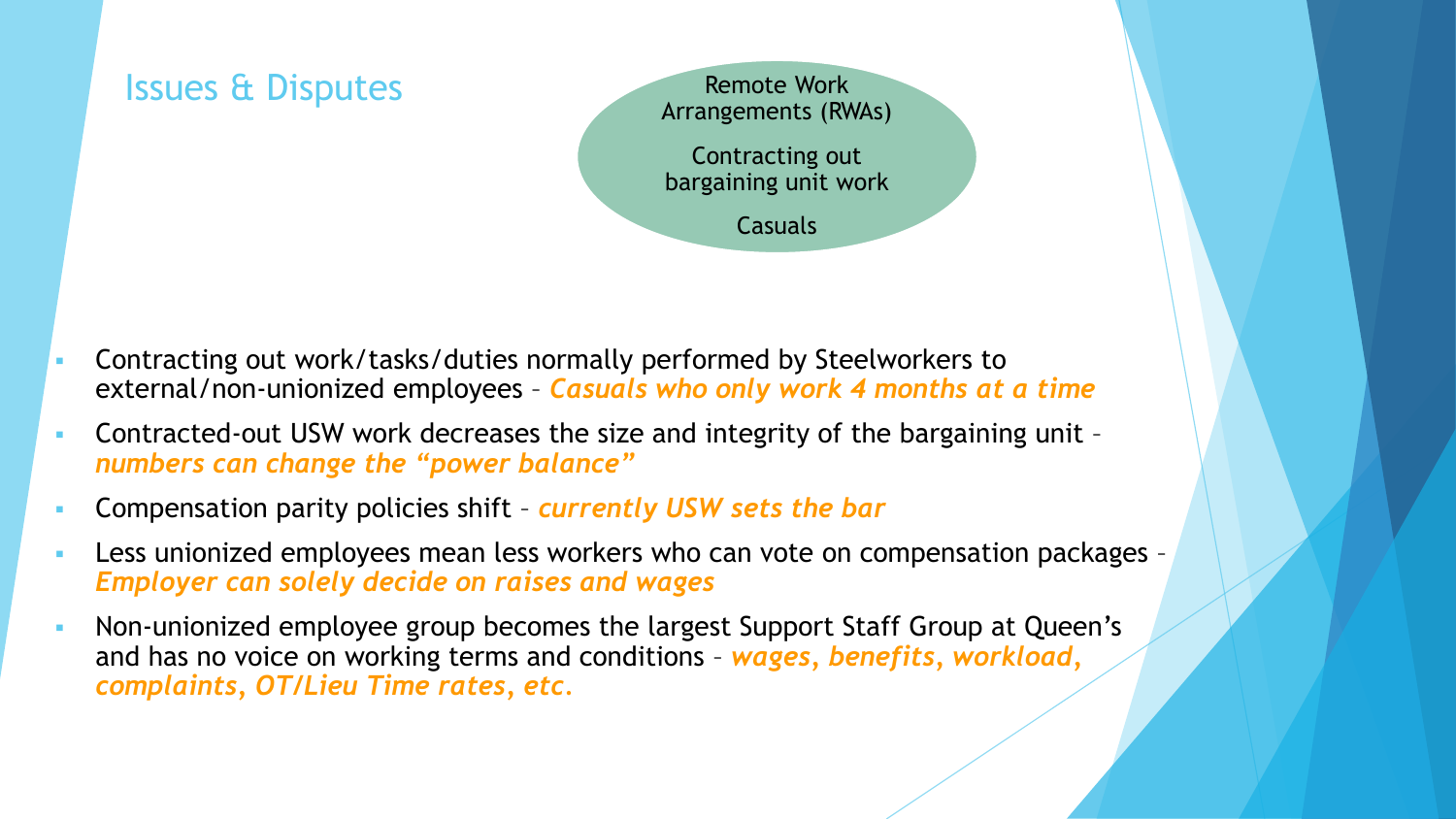## Issues & Disputes

Remote Work Arrangements (RWAs)

Contracting out bargaining unit work

Casuals

- Contracting out work/tasks/duties normally performed by Steelworkers to external/non-unionized employees – ***Casuals who only work 4 months at a time***
- Contracted-out USW work decreases the size and integrity of the bargaining unit – ***numbers can change the "power balance"***
- Compensation parity policies shift – ***currently USW sets the bar***
- Less unionized employees mean less workers who can vote on compensation packages – ***Employer can solely decide on raises and wages***
- Non-unionized employee group becomes the largest Support Staff Group at Queen's and has no voice on working terms and conditions – ***wages, benefits, workload, complaints, OT/Lieu Time rates, etc.***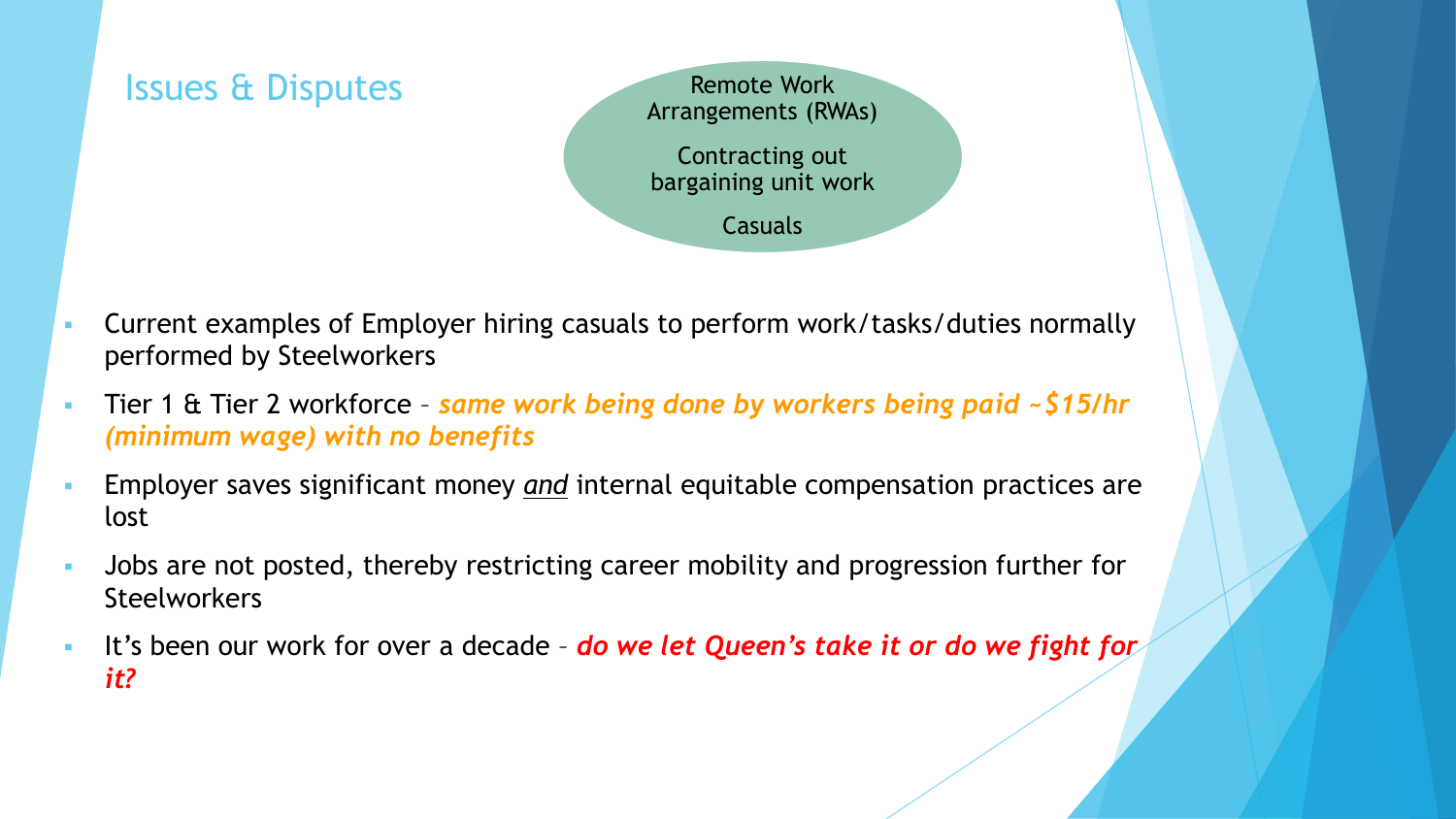## Issues & Disputes

Remote Work Arrangements (RWAs)

Contracting out bargaining unit work

Casuals

- Current examples of Employer hiring casuals to perform work/tasks/duties normally performed by Steelworkers
- Tier 1 & Tier 2 workforce – ***same work being done by workers being paid ~$15/hr (minimum wage) with no benefits***
- Employer saves significant money ***and*** internal equitable compensation practices are lost
- Jobs are not posted, thereby restricting career mobility and progression further for Steelworkers
- It's been our work for over a decade – ***do we let Queen's take it or do we fight for it?***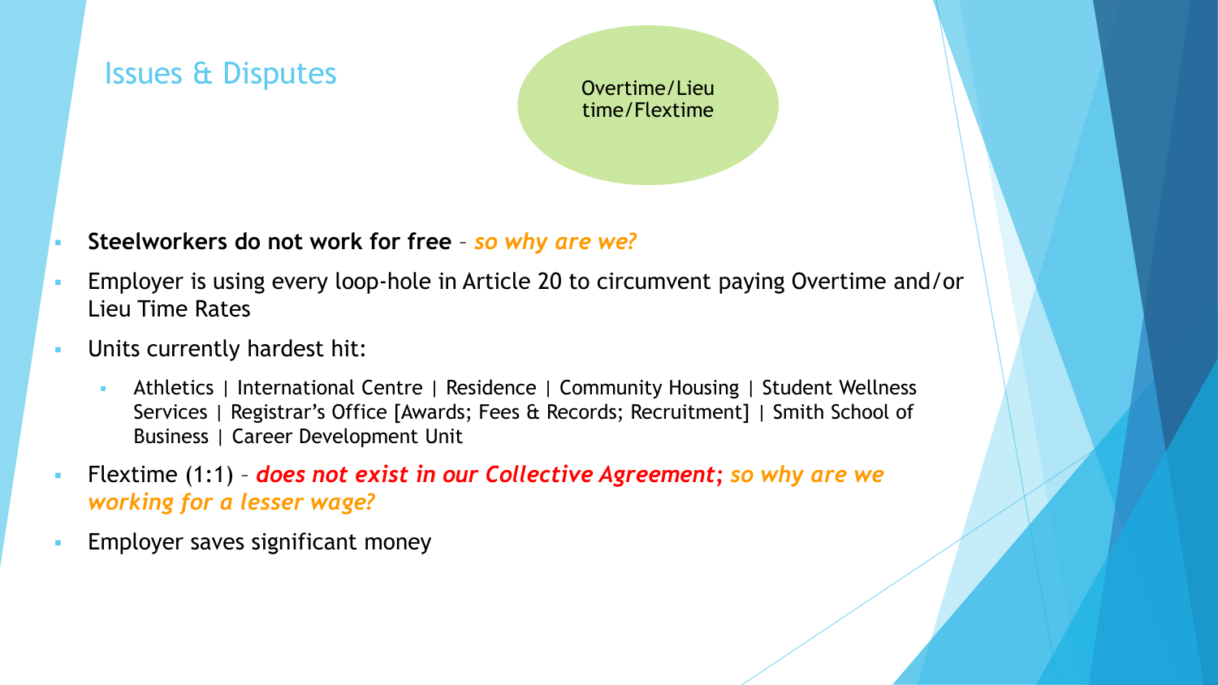## Issues & Disputes

Overtime/Lieu time/Flextime

- **Steelworkers do not work for free** – ***so why are we?***
- Employer is using every loop-hole in Article 20 to circumvent paying Overtime and/or Lieu Time Rates
- Units currently hardest hit:
  - Athletics | International Centre | Residence | Community Housing | Student Wellness Services | Registrar's Office [Awards; Fees & Records; Recruitment] | Smith School of Business | Career Development Unit
- Flextime (1:1) – ***does not exist in our Collective Agreement; so why are we working for a lesser wage?***
- Employer saves significant money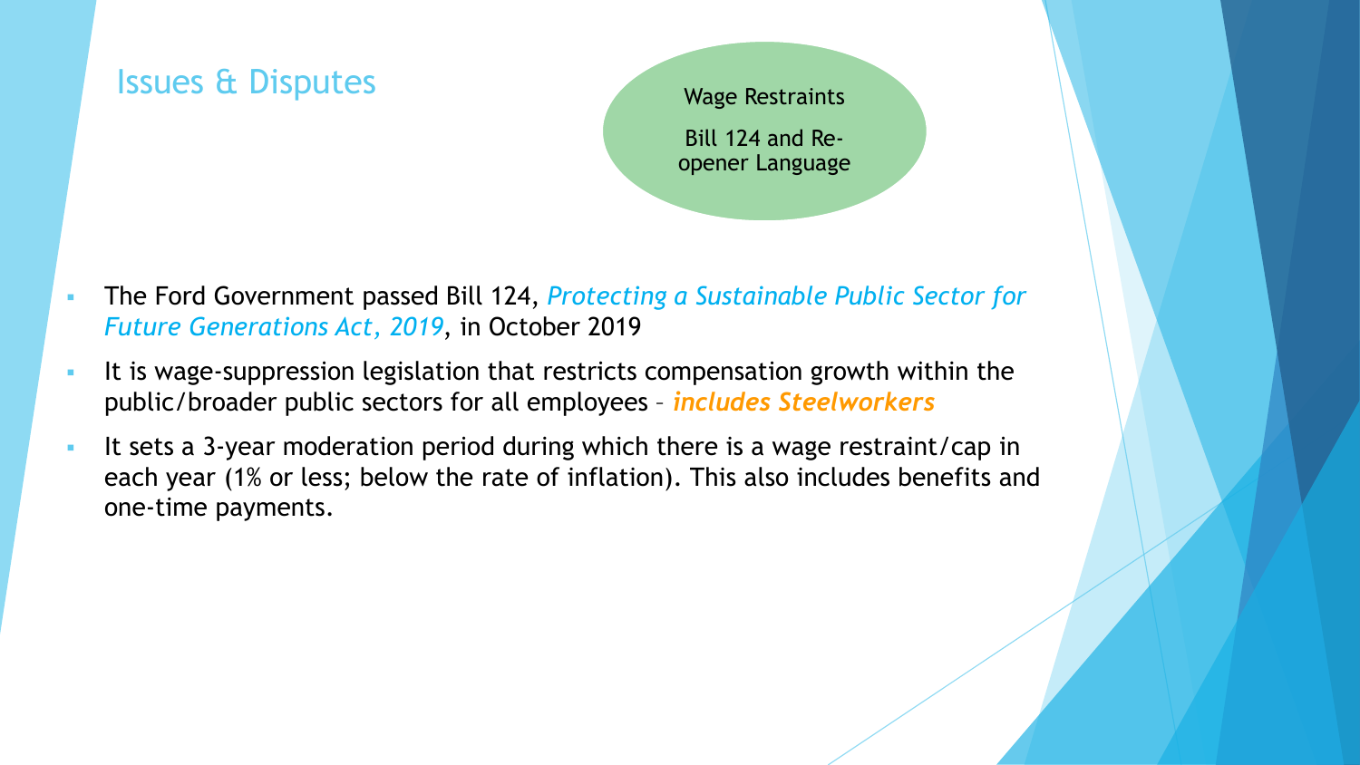## Issues & Disputes

Wage Restraints

Bill 124 and Re-opener Language

- The Ford Government passed Bill 124, *Protecting a Sustainable Public Sector for Future Generations Act, 2019*, in October 2019
- It is wage-suppression legislation that restricts compensation growth within the public/broader public sectors for all employees – ***includes Steelworkers***
- It sets a 3-year moderation period during which there is a wage restraint/cap in each year (1% or less; below the rate of inflation). This also includes benefits and one-time payments.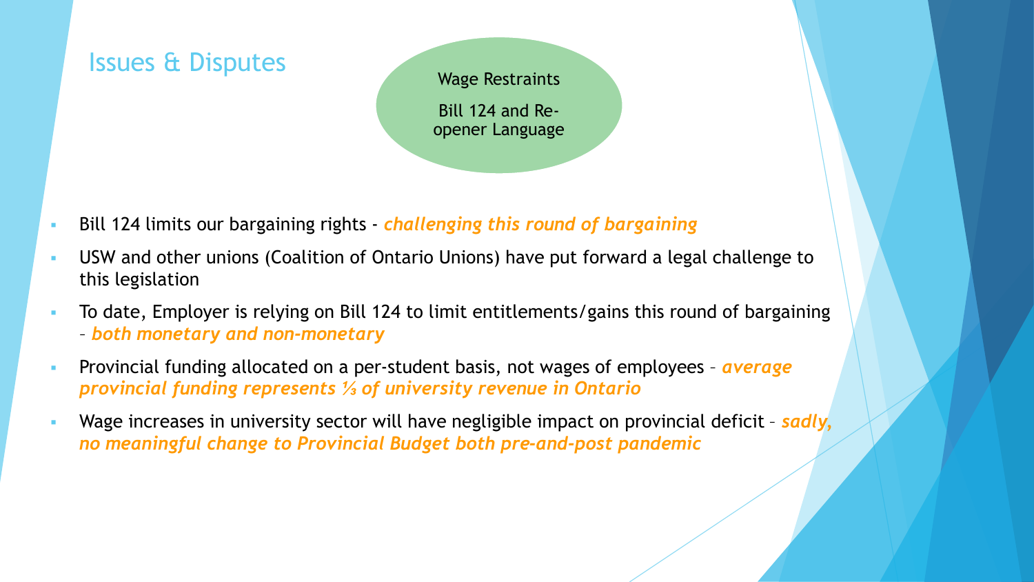## Issues & Disputes

Wage Restraints

Bill 124 and Re-opener Language

- Bill 124 limits our bargaining rights - ***challenging this round of bargaining***
- USW and other unions (Coalition of Ontario Unions) have put forward a legal challenge to this legislation
- To date, Employer is relying on Bill 124 to limit entitlements/gains this round of bargaining – ***both monetary and non-monetary***
- Provincial funding allocated on a per-student basis, not wages of employees – ***average provincial funding represents ⅓ of university revenue in Ontario***
- Wage increases in university sector will have negligible impact on provincial deficit – ***sadly, no meaningful change to Provincial Budget both pre-and-post pandemic***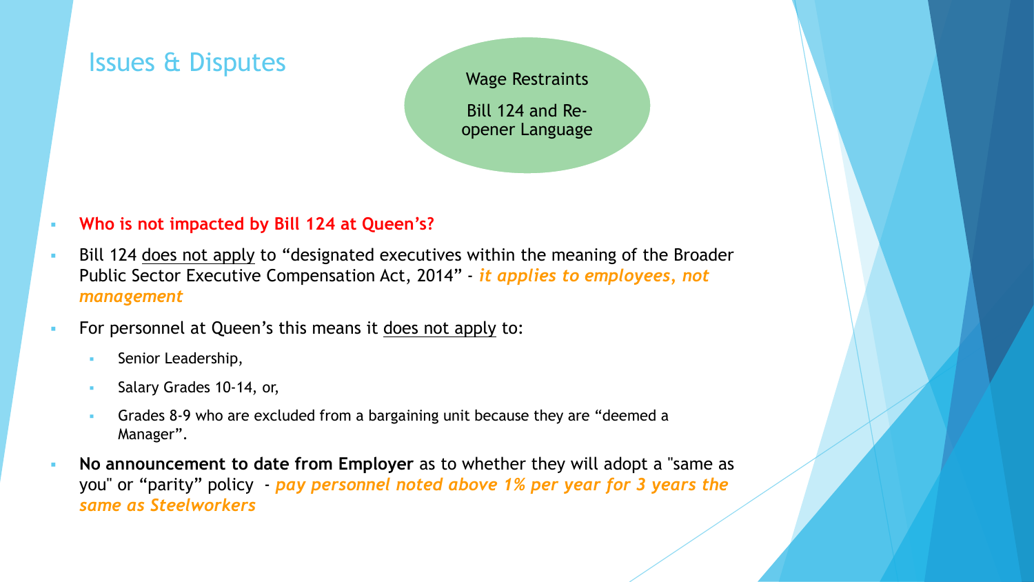## Issues & Disputes

Wage Restraints

Bill 124 and Re-opener Language

- **Who is not impacted by Bill 124 at Queen's?**
- Bill 124 does not apply to "designated executives within the meaning of the Broader Public Sector Executive Compensation Act, 2014" - ***it applies to employees, not management***
- For personnel at Queen's this means it does not apply to:
  - Senior Leadership,
  - Salary Grades 10-14, or,
  - Grades 8-9 who are excluded from a bargaining unit because they are "deemed a Manager".
- **No announcement to date from Employer** as to whether they will adopt a "same as you" or "parity" policy - ***pay personnel noted above 1% per year for 3 years the same as Steelworkers***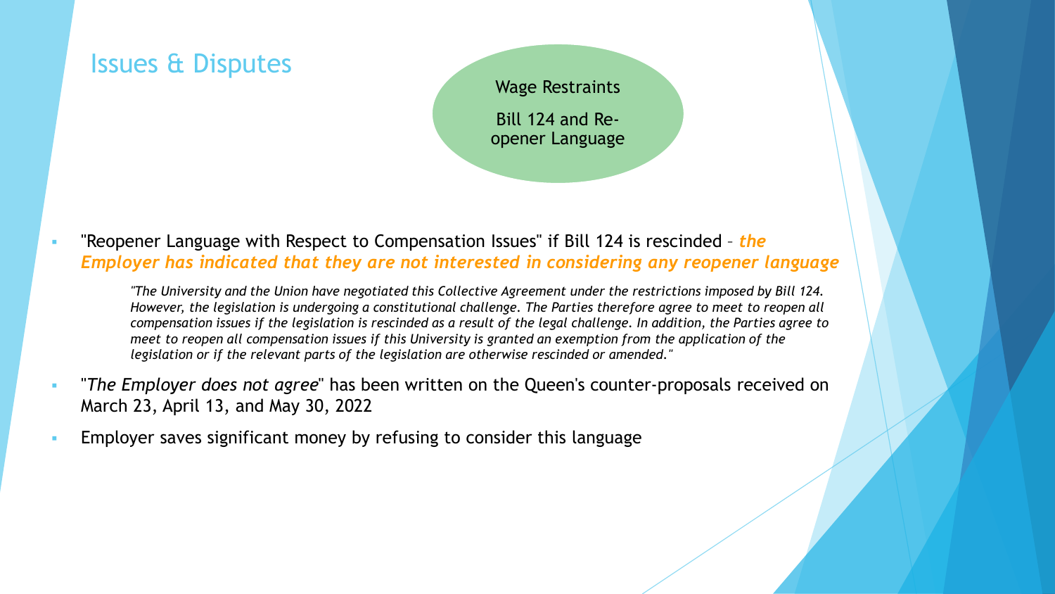## Issues & Disputes

Wage Restraints

Bill 124 and Re-opener Language

- "Reopener Language with Respect to Compensation Issues" if Bill 124 is rescinded – ***the Employer has indicated that they are not interested in considering any reopener language***

  *"The University and the Union have negotiated this Collective Agreement under the restrictions imposed by Bill 124. However, the legislation is undergoing a constitutional challenge. The Parties therefore agree to meet to reopen all compensation issues if the legislation is rescinded as a result of the legal challenge. In addition, the Parties agree to meet to reopen all compensation issues if this University is granted an exemption from the application of the legislation or if the relevant parts of the legislation are otherwise rescinded or amended."*

- "*The Employer does not agree*" has been written on the Queen's counter-proposals received on March 23, April 13, and May 30, 2022
- Employer saves significant money by refusing to consider this language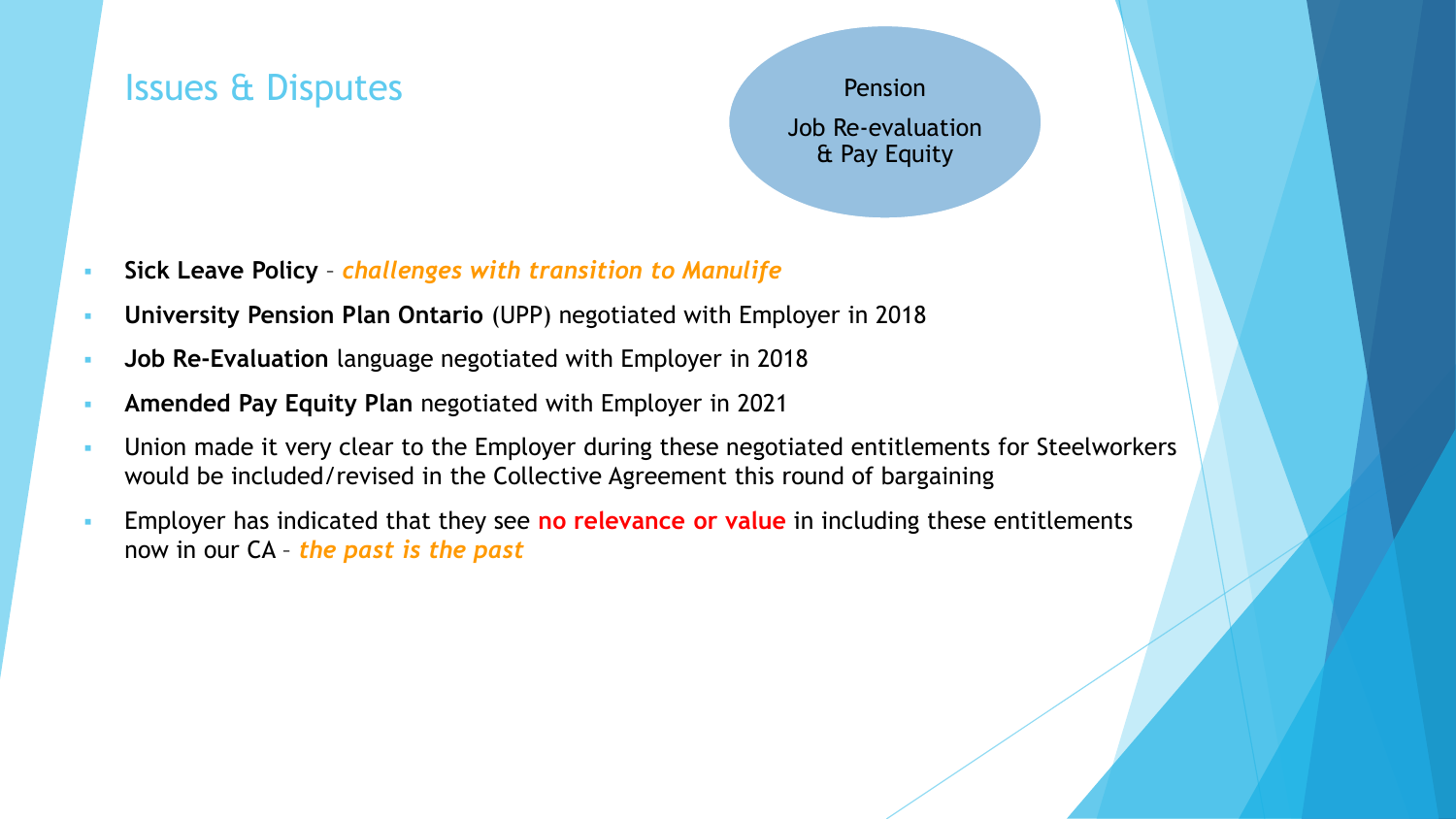## Issues & Disputes

Pension

Job Re-evaluation & Pay Equity

- **Sick Leave Policy** – ***challenges with transition to Manulife***
- **University Pension Plan Ontario** (UPP) negotiated with Employer in 2018
- **Job Re-Evaluation** language negotiated with Employer in 2018
- **Amended Pay Equity Plan** negotiated with Employer in 2021
- Union made it very clear to the Employer during these negotiated entitlements for Steelworkers would be included/revised in the Collective Agreement this round of bargaining
- Employer has indicated that they see **no relevance or value** in including these entitlements now in our CA – ***the past is the past***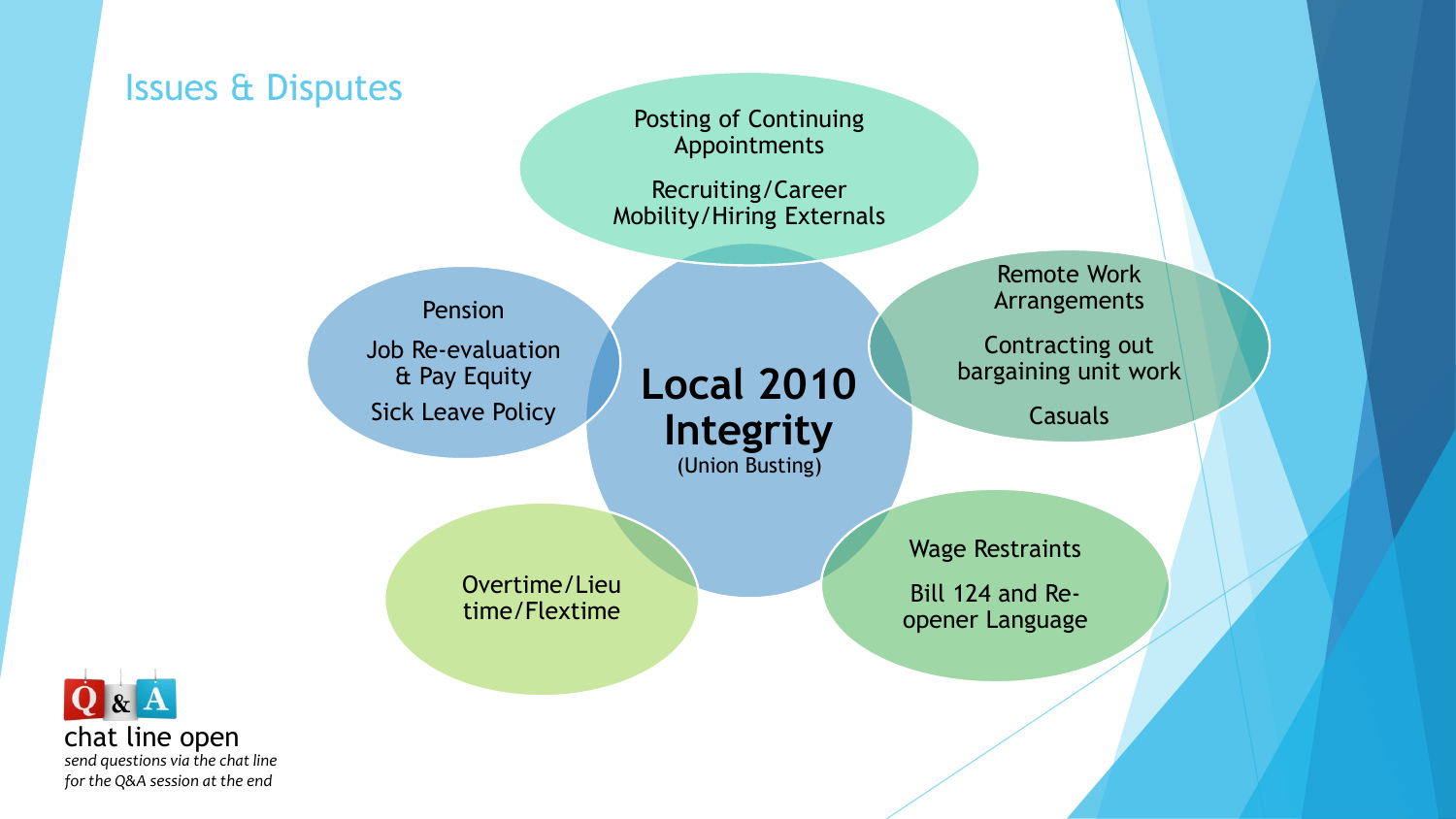## Issues & Disputes

**Local 2010 Integrity**
(Union Busting)

- Posting of Continuing Appointments
- Recruiting/Career Mobility/Hiring Externals

- Remote Work Arrangements
- Contracting out bargaining unit work
- Casuals

- Wage Restraints
- Bill 124 and Re-opener Language

- Overtime/Lieu time/Flextime

- Pension
- Job Re-evaluation & Pay Equity
- Sick Leave Policy

Q & A

chat line open

*send questions via the chat line for the Q&A session at the end*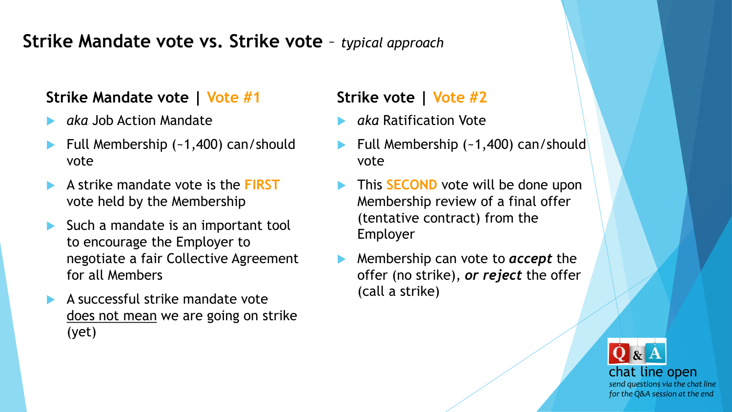# Strike Mandate vote vs. Strike vote – *typical approach*

## Strike Mandate vote | Vote #1

- *aka* Job Action Mandate
- Full Membership (~1,400) can/should vote
- A strike mandate vote is the **FIRST** vote held by the Membership
- Such a mandate is an important tool to encourage the Employer to negotiate a fair Collective Agreement for all Members
- A successful strike mandate vote <u>does not mean</u> we are going on strike (yet)

## Strike vote | Vote #2

- *aka* Ratification Vote
- Full Membership (~1,400) can/should vote
- This **SECOND** vote will be done upon Membership review of a final offer (tentative contract) from the Employer
- Membership can vote to ***accept*** the offer (no strike), ***or reject*** the offer (call a strike)

Q & A
chat line open
*send questions via the chat line for the Q&A session at the end*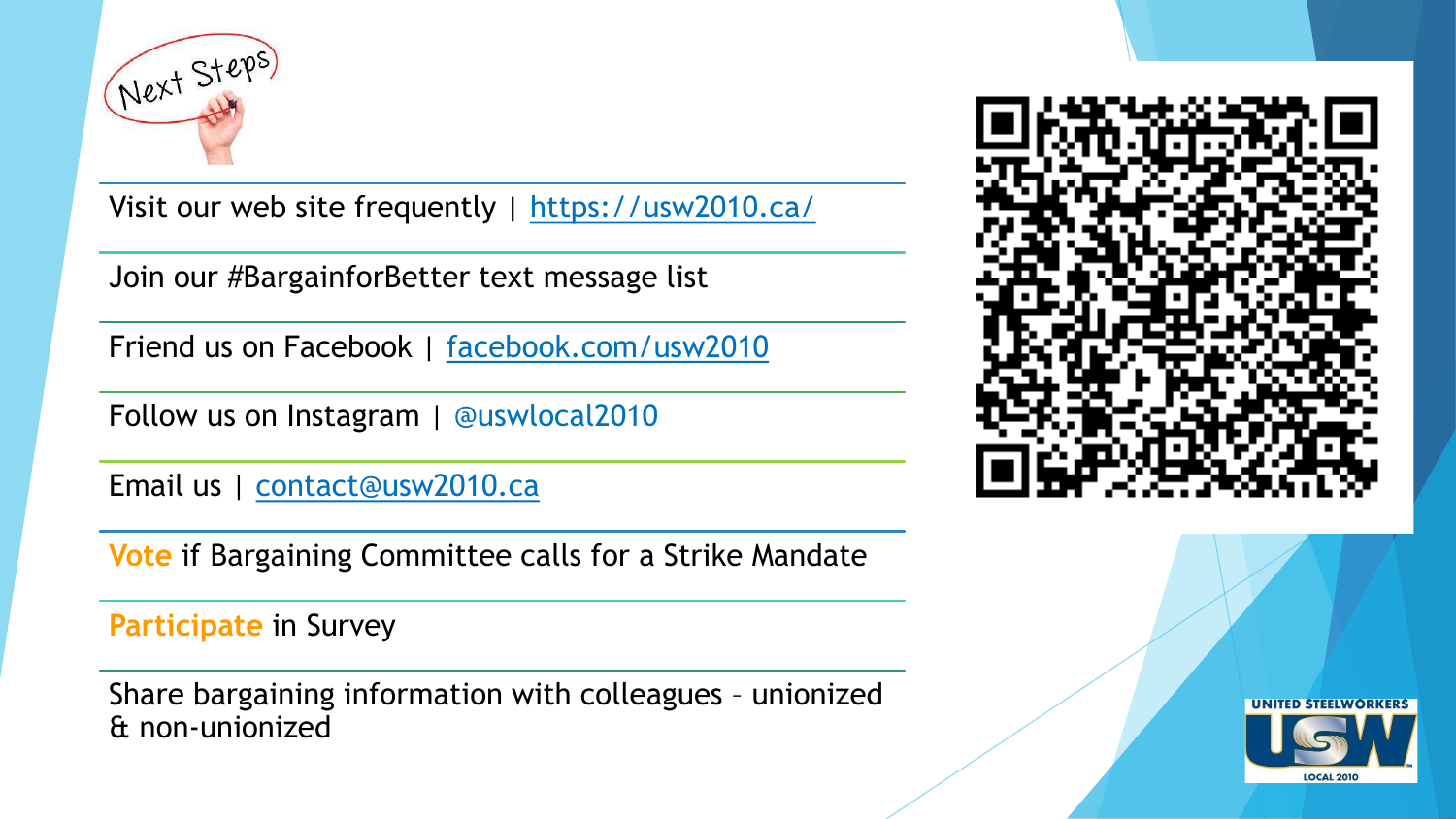# Next Steps

Visit our web site frequently | https://usw2010.ca/

Join our #BargainforBetter text message list

Friend us on Facebook | facebook.com/usw2010

Follow us on Instagram | @uswlocal2010

Email us | contact@usw2010.ca

**Vote** if Bargaining Committee calls for a Strike Mandate

**Participate** in Survey

Share bargaining information with colleagues – unionized & non-unionized

UNITED STEELWORKERS USW LOCAL 2010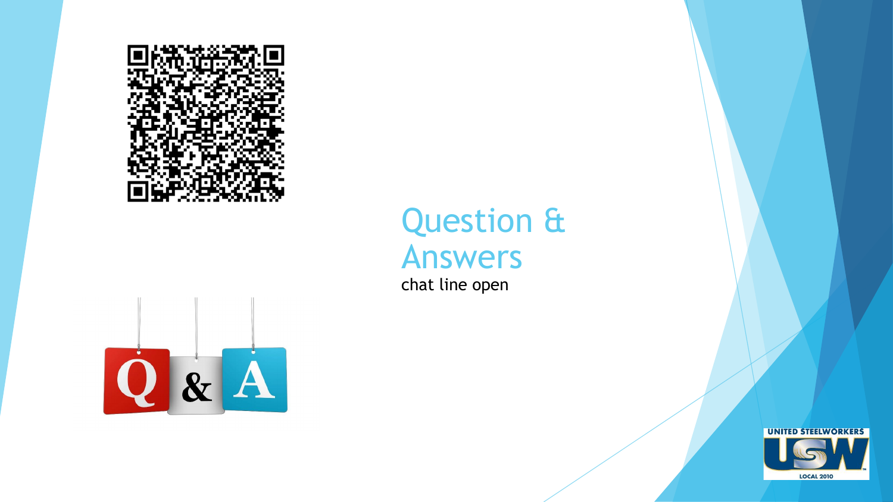# Question & Answers

chat line open